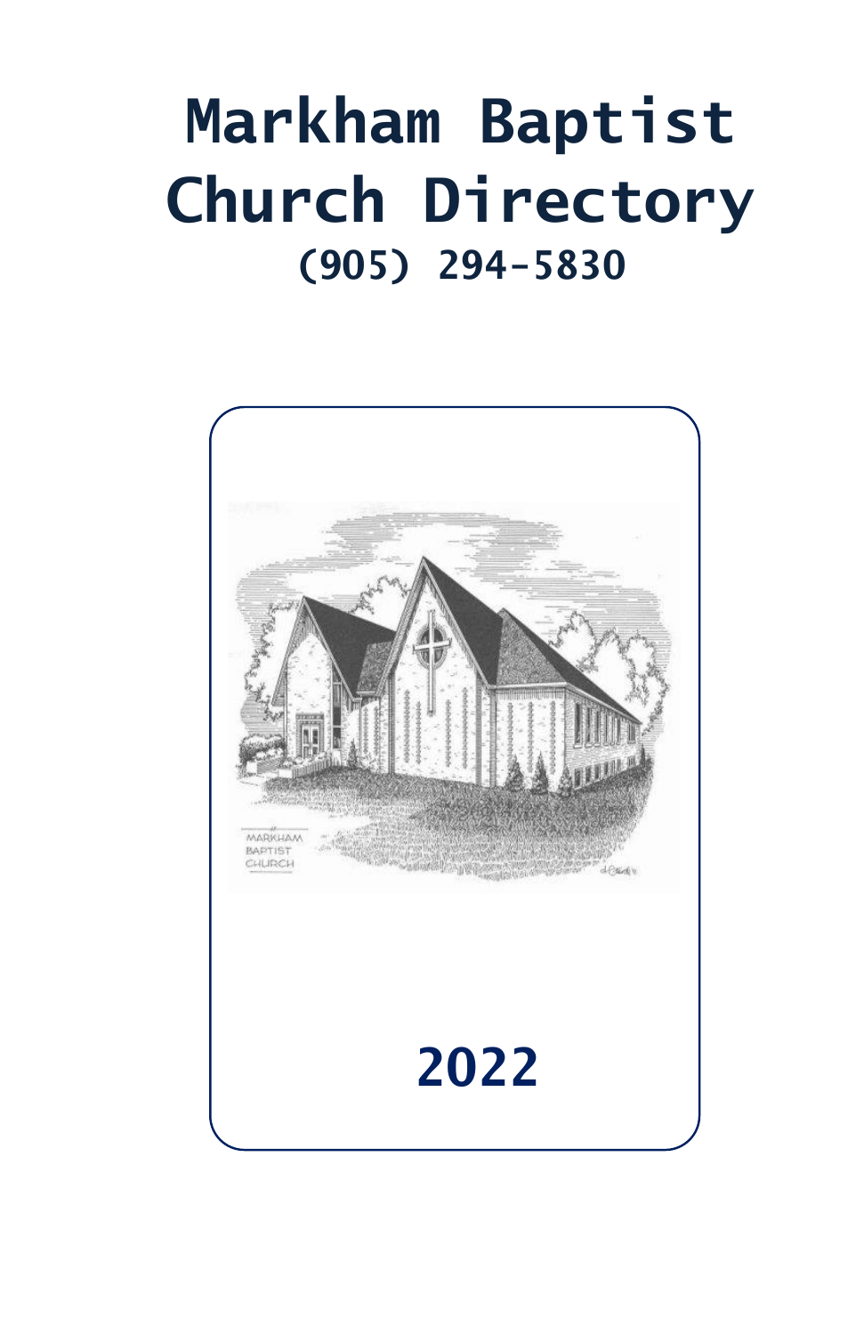# Markham Baptist Church Directory

## (905) 294-5830

## 2022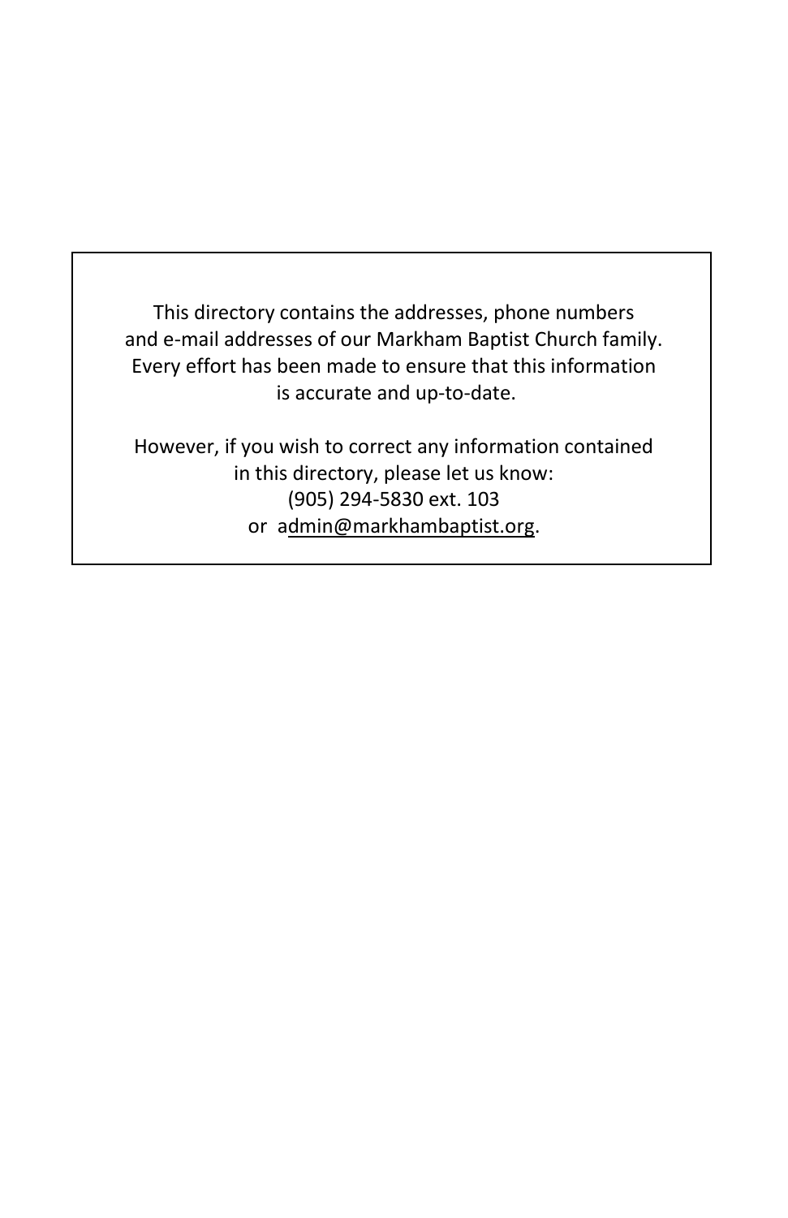This directory contains the addresses, phone numbers
and e-mail addresses of our Markham Baptist Church family.
Every effort has been made to ensure that this information
is accurate and up-to-date.

However, if you wish to correct any information contained
in this directory, please let us know:
(905) 294-5830 ext. 103
or admin@markhambaptist.org.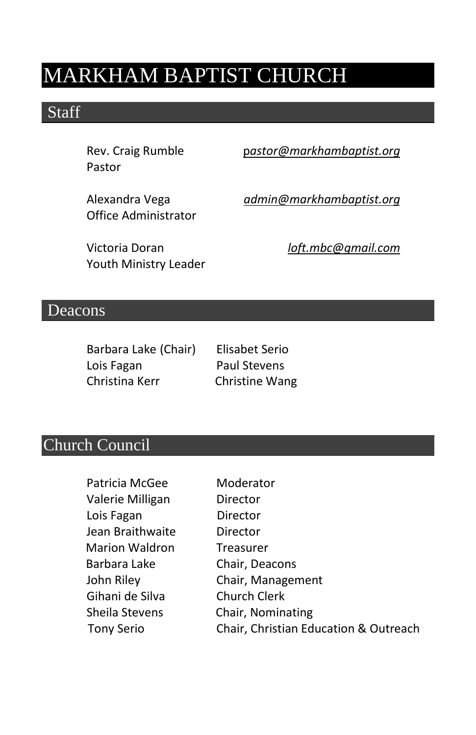# MARKHAM BAPTIST CHURCH

## Staff

Rev. Craig Rumble — *pastor@markhambaptist.org*
Pastor

Alexandra Vega — *admin@markhambaptist.org*
Office Administrator

Victoria Doran — *loft.mbc@gmail.com*
Youth Ministry Leader

## Deacons

Barbara Lake (Chair)
Lois Fagan
Christina Kerr
Elisabet Serio
Paul Stevens
Christine Wang

## Church Council

| Name | Role |
| --- | --- |
| Patricia McGee | Moderator |
| Valerie Milligan | Director |
| Lois Fagan | Director |
| Jean Braithwaite | Director |
| Marion Waldron | Treasurer |
| Barbara Lake | Chair, Deacons |
| John Riley | Chair, Management |
| Gihani de Silva | Church Clerk |
| Sheila Stevens | Chair, Nominating |
| Tony Serio | Chair, Christian Education & Outreach |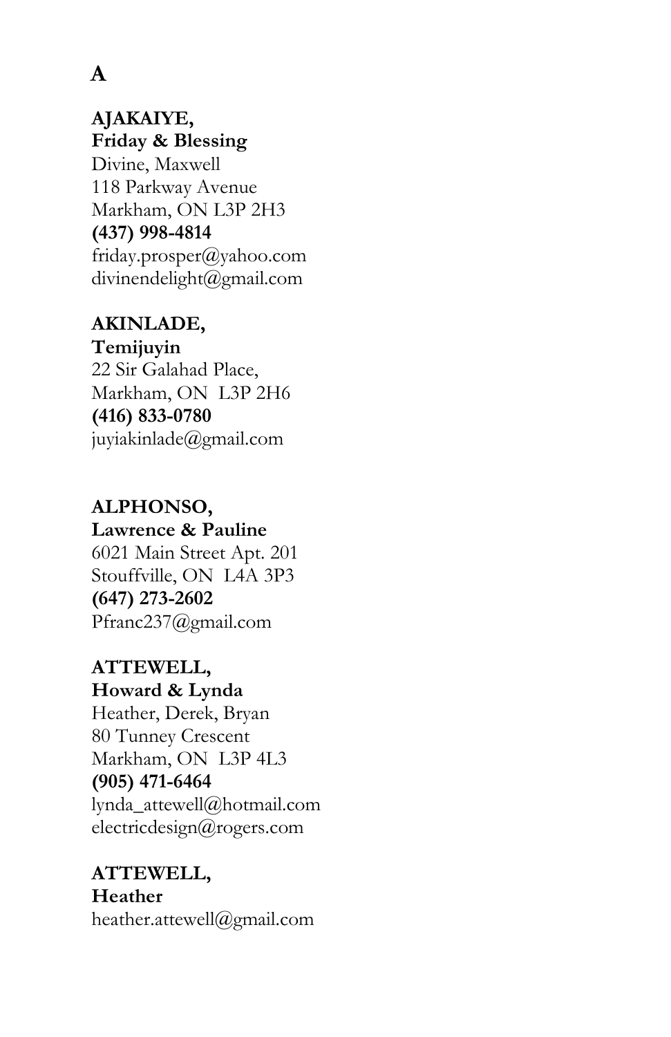## A

**AJAKAIYE,**
**Friday & Blessing**
Divine, Maxwell
118 Parkway Avenue
Markham, ON L3P 2H3
**(437) 998-4814**
friday.prosper@yahoo.com
divinendelight@gmail.com

**AKINLADE,**
**Temijuyin**
22 Sir Galahad Place,
Markham, ON L3P 2H6
**(416) 833-0780**
juyiakinlade@gmail.com

**ALPHONSO,**
**Lawrence & Pauline**
6021 Main Street Apt. 201
Stouffville, ON L4A 3P3
**(647) 273-2602**
Pfranc237@gmail.com

**ATTEWELL,**
**Howard & Lynda**
Heather, Derek, Bryan
80 Tunney Crescent
Markham, ON L3P 4L3
**(905) 471-6464**
lynda_attewell@hotmail.com
electricdesign@rogers.com

**ATTEWELL,**
**Heather**
heather.attewell@gmail.com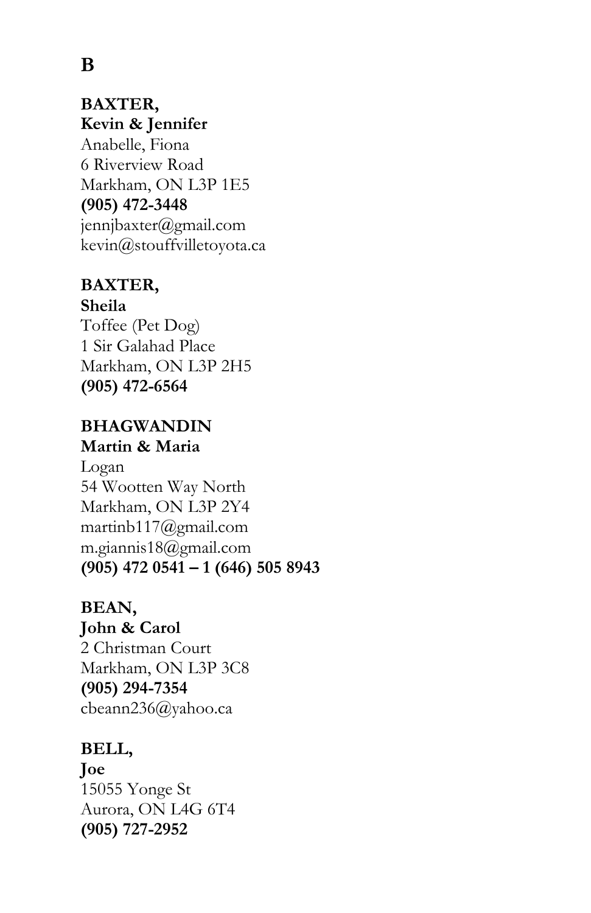# B

**BAXTER,**
**Kevin & Jennifer**
Anabelle, Fiona
6 Riverview Road
Markham, ON L3P 1E5
**(905) 472-3448**
jennjbaxter@gmail.com
kevin@stouffvilletoyota.ca

**BAXTER,**
**Sheila**
Toffee (Pet Dog)
1 Sir Galahad Place
Markham, ON L3P 2H5
**(905) 472-6564**

**BHAGWANDIN**
**Martin & Maria**
Logan
54 Wootten Way North
Markham, ON L3P 2Y4
martinb117@gmail.com
m.giannis18@gmail.com
**(905) 472 0541 – 1 (646) 505 8943**

**BEAN,**
**John & Carol**
2 Christman Court
Markham, ON L3P 3C8
**(905) 294-7354**
cbeann236@yahoo.ca

**BELL,**
**Joe**
15055 Yonge St
Aurora, ON L4G 6T4
**(905) 727-2952**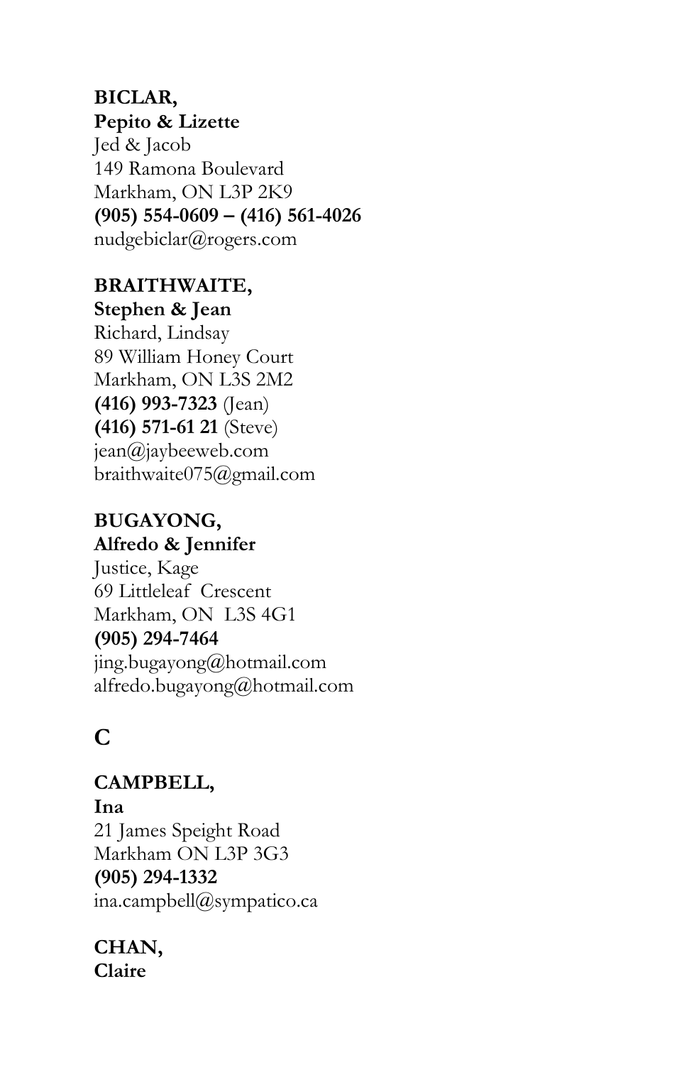**BICLAR,**
**Pepito & Lizette**
Jed & Jacob
149 Ramona Boulevard
Markham, ON L3P 2K9
**(905) 554-0609 – (416) 561-4026**
nudgebiclar@rogers.com

**BRAITHWAITE,**
**Stephen & Jean**
Richard, Lindsay
89 William Honey Court
Markham, ON L3S 2M2
**(416) 993-7323** (Jean)
**(416) 571-61 21** (Steve)
jean@jaybeeweb.com
braithwaite075@gmail.com

**BUGAYONG,**
**Alfredo & Jennifer**
Justice, Kage
69 Littleleaf Crescent
Markham, ON L3S 4G1
**(905) 294-7464**
jing.bugayong@hotmail.com
alfredo.bugayong@hotmail.com

## C

**CAMPBELL,**
**Ina**
21 James Speight Road
Markham ON L3P 3G3
**(905) 294-1332**
ina.campbell@sympatico.ca

**CHAN,**
**Claire**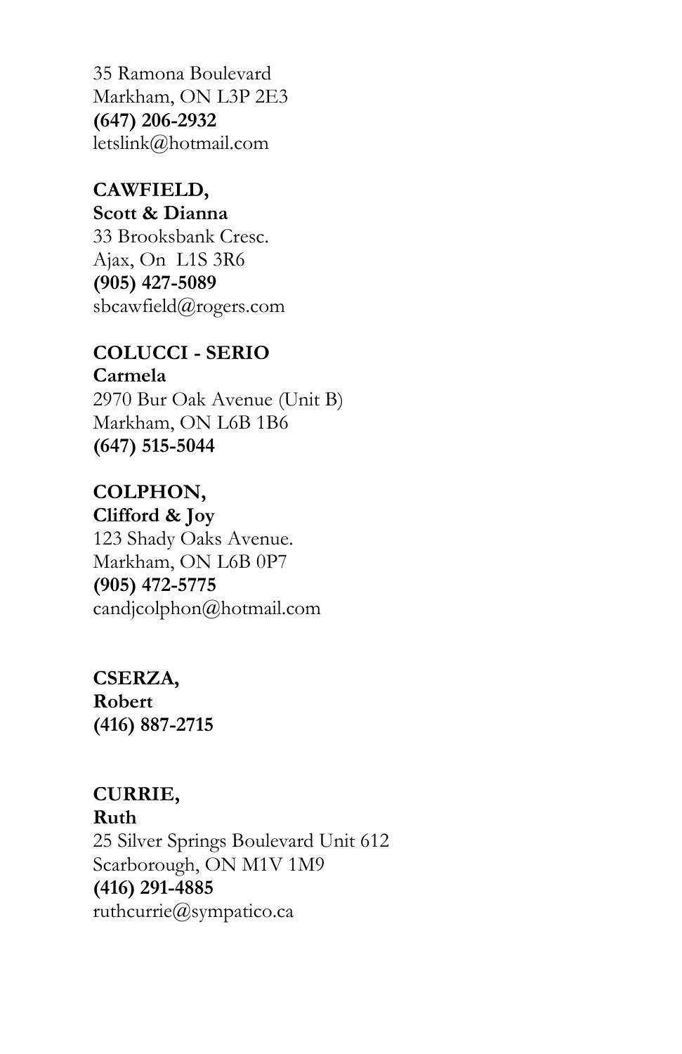35 Ramona Boulevard
Markham, ON L3P 2E3
**(647) 206-2932**
letslink@hotmail.com

**CAWFIELD,**
**Scott & Dianna**
33 Brooksbank Cresc.
Ajax, On L1S 3R6
**(905) 427-5089**
sbcawfield@rogers.com

**COLUCCI - SERIO**
**Carmela**
2970 Bur Oak Avenue (Unit B)
Markham, ON L6B 1B6
**(647) 515-5044**

**COLPHON,**
**Clifford & Joy**
123 Shady Oaks Avenue.
Markham, ON L6B 0P7
**(905) 472-5775**
candjcolphon@hotmail.com

**CSERZA,**
**Robert**
**(416) 887-2715**

**CURRIE,**
**Ruth**
25 Silver Springs Boulevard Unit 612
Scarborough, ON M1V 1M9
**(416) 291-4885**
ruthcurrie@sympatico.ca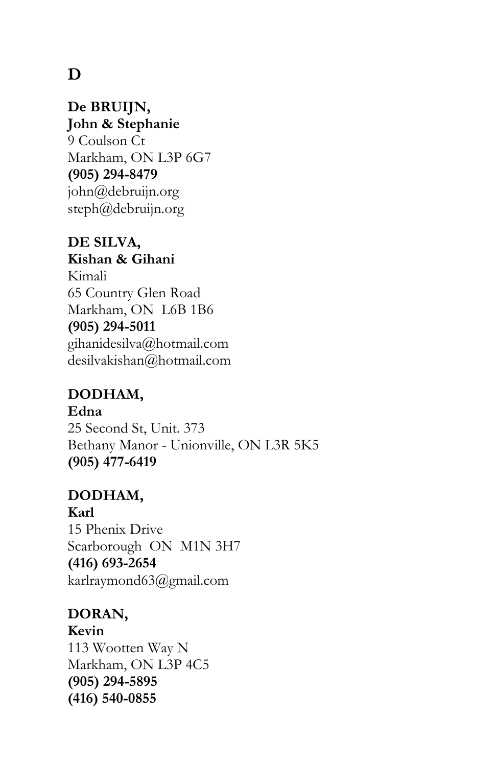# D

**De BRUIJN,**
**John & Stephanie**
9 Coulson Ct
Markham, ON L3P 6G7
**(905) 294-8479**
john@debruijn.org
steph@debruijn.org

**DE SILVA,**
**Kishan & Gihani**
Kimali
65 Country Glen Road
Markham, ON  L6B 1B6
**(905) 294-5011**
gihanidesilva@hotmail.com
desilvakishan@hotmail.com

**DODHAM,**
**Edna**
25 Second St, Unit. 373
Bethany Manor - Unionville, ON L3R 5K5
**(905) 477-6419**

**DODHAM,**
**Karl**
15 Phenix Drive
Scarborough  ON  M1N 3H7
**(416) 693-2654**
karlraymond63@gmail.com

**DORAN,**
**Kevin**
113 Wootten Way N
Markham, ON L3P 4C5
**(905) 294-5895**
**(416) 540-0855**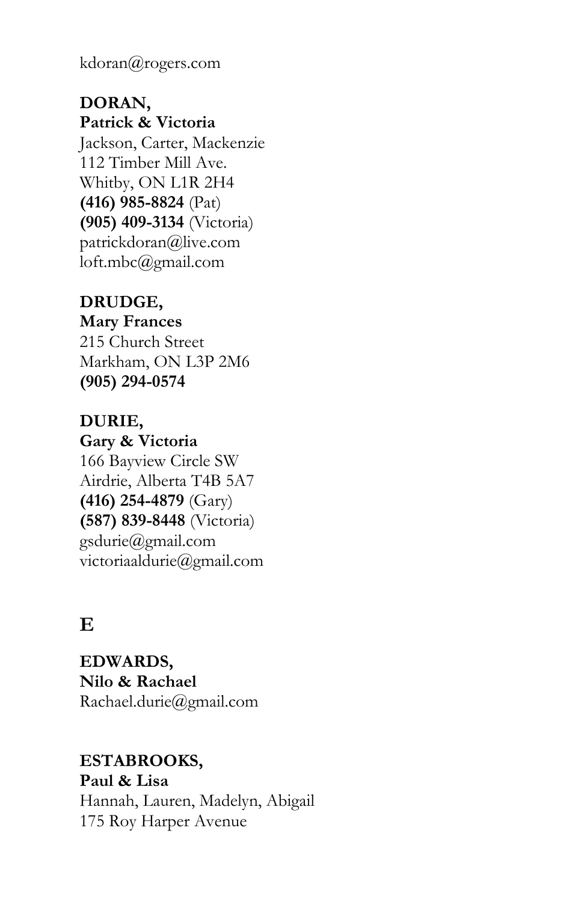kdoran@rogers.com

**DORAN,**
**Patrick & Victoria**
Jackson, Carter, Mackenzie
112 Timber Mill Ave.
Whitby, ON L1R 2H4
**(416) 985-8824** (Pat)
**(905) 409-3134** (Victoria)
patrickdoran@live.com
loft.mbc@gmail.com

**DRUDGE,**
**Mary Frances**
215 Church Street
Markham, ON L3P 2M6
**(905) 294-0574**

**DURIE,**
**Gary & Victoria**
166 Bayview Circle SW
Airdrie, Alberta T4B 5A7
**(416) 254-4879** (Gary)
**(587) 839-8448** (Victoria)
gsdurie@gmail.com
victoriaaldurie@gmail.com

## E

**EDWARDS,**
**Nilo & Rachael**
Rachael.durie@gmail.com

**ESTABROOKS,**
**Paul & Lisa**
Hannah, Lauren, Madelyn, Abigail
175 Roy Harper Avenue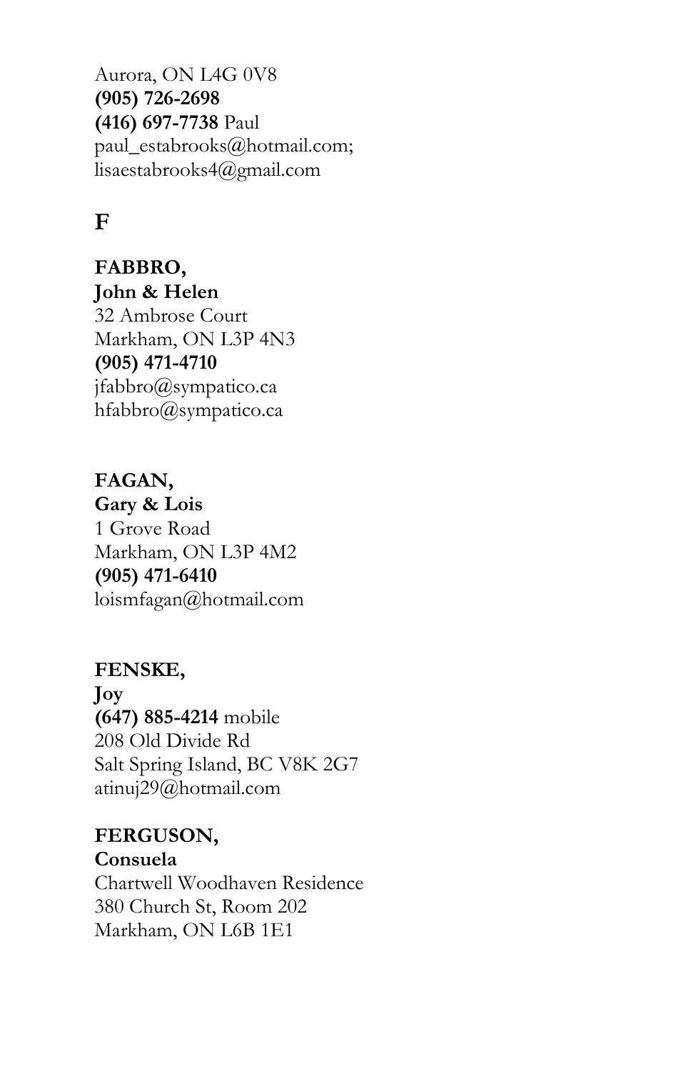Aurora, ON L4G 0V8
**(905) 726-2698**
**(416) 697-7738** Paul
paul_estabrooks@hotmail.com;
lisaestabrooks4@gmail.com

# F

**FABBRO,**
**John & Helen**
32 Ambrose Court
Markham, ON L3P 4N3
**(905) 471-4710**
jfabbro@sympatico.ca
hfabbro@sympatico.ca

**FAGAN,**
**Gary & Lois**
1 Grove Road
Markham, ON L3P 4M2
**(905) 471-6410**
loismfagan@hotmail.com

**FENSKE,**
**Joy**
**(647) 885-4214** mobile
208 Old Divide Rd
Salt Spring Island, BC V8K 2G7
atinuj29@hotmail.com

**FERGUSON,**
**Consuela**
Chartwell Woodhaven Residence
380 Church St, Room 202
Markham, ON L6B 1E1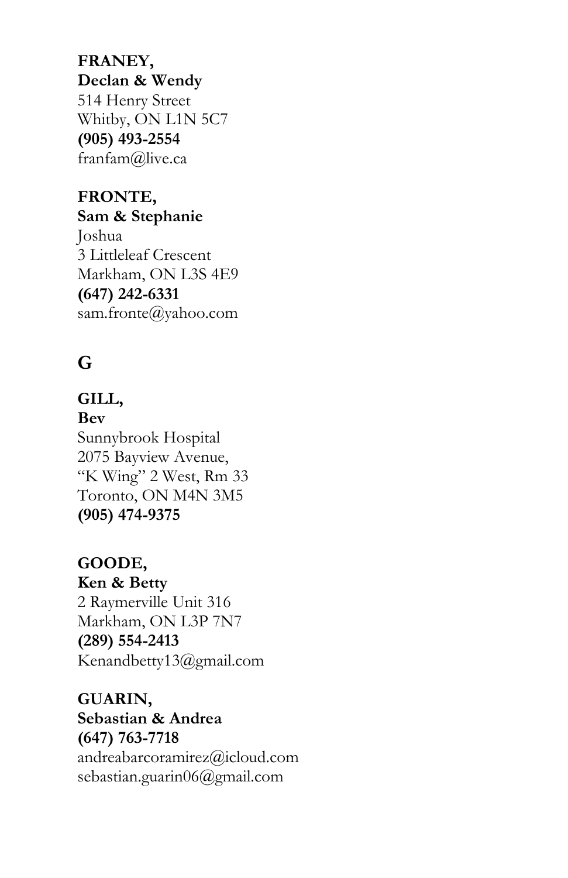**FRANEY,**
**Declan & Wendy**
514 Henry Street
Whitby, ON L1N 5C7
**(905) 493-2554**
franfam@live.ca

**FRONTE,**
**Sam & Stephanie**
Joshua
3 Littleleaf Crescent
Markham, ON L3S 4E9
**(647) 242-6331**
sam.fronte@yahoo.com

## G

**GILL,**
**Bev**
Sunnybrook Hospital
2075 Bayview Avenue,
"K Wing" 2 West, Rm 33
Toronto, ON M4N 3M5
**(905) 474-9375**

**GOODE,**
**Ken & Betty**
2 Raymerville Unit 316
Markham, ON L3P 7N7
**(289) 554-2413**
Kenandbetty13@gmail.com

**GUARIN,**
**Sebastian & Andrea**
**(647) 763-7718**
andreabarcoramirez@icloud.com
sebastian.guarin06@gmail.com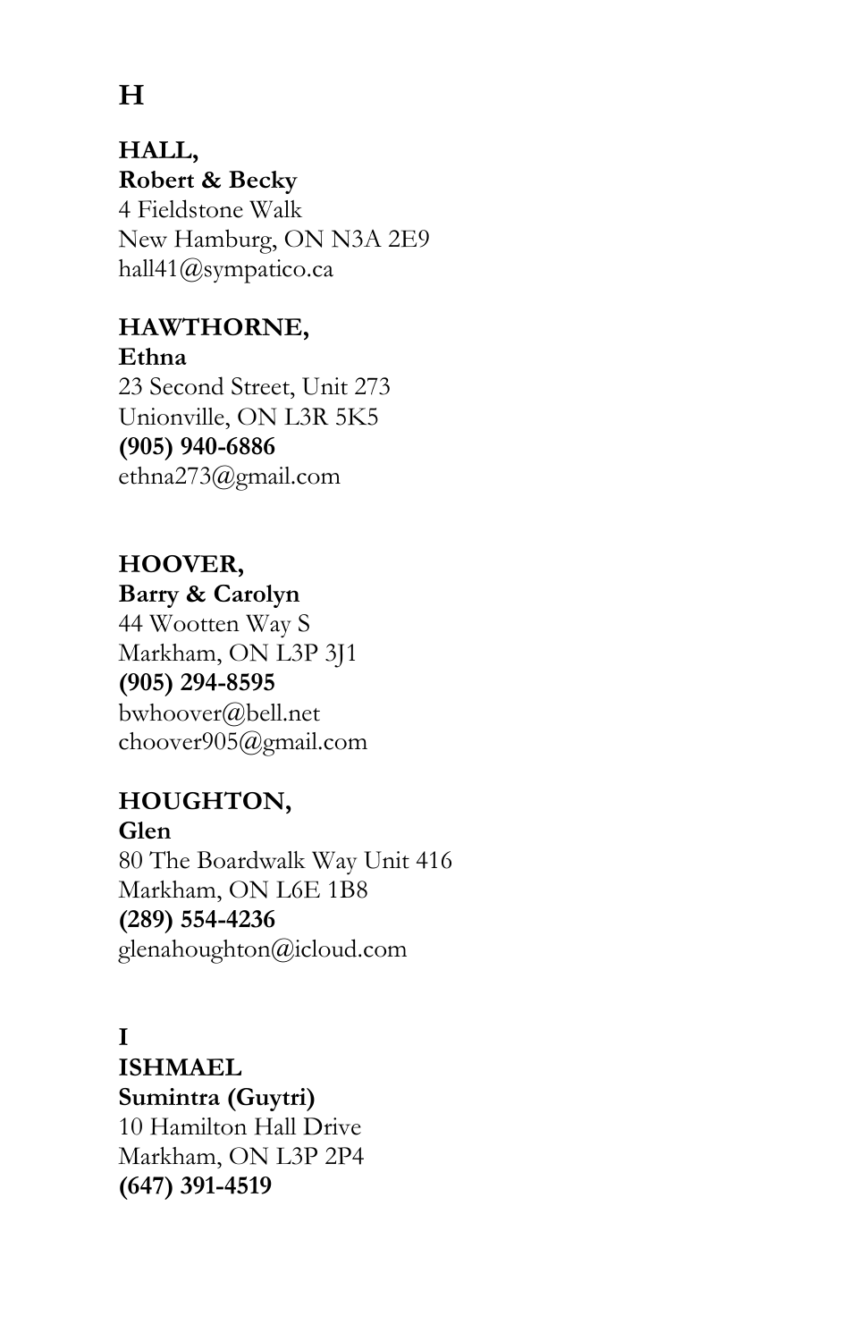## H

**HALL,**
**Robert & Becky**
4 Fieldstone Walk
New Hamburg, ON N3A 2E9
hall41@sympatico.ca

**HAWTHORNE,**
**Ethna**
23 Second Street, Unit 273
Unionville, ON L3R 5K5
**(905) 940-6886**
ethna273@gmail.com

**HOOVER,**
**Barry & Carolyn**
44 Wootten Way S
Markham, ON L3P 3J1
**(905) 294-8595**
bwhoover@bell.net
choover905@gmail.com

**HOUGHTON,**
**Glen**
80 The Boardwalk Way Unit 416
Markham, ON L6E 1B8
**(289) 554-4236**
glenahoughton@icloud.com

## I

**ISHMAEL**
**Sumintra (Guytri)**
10 Hamilton Hall Drive
Markham, ON L3P 2P4
**(647) 391-4519**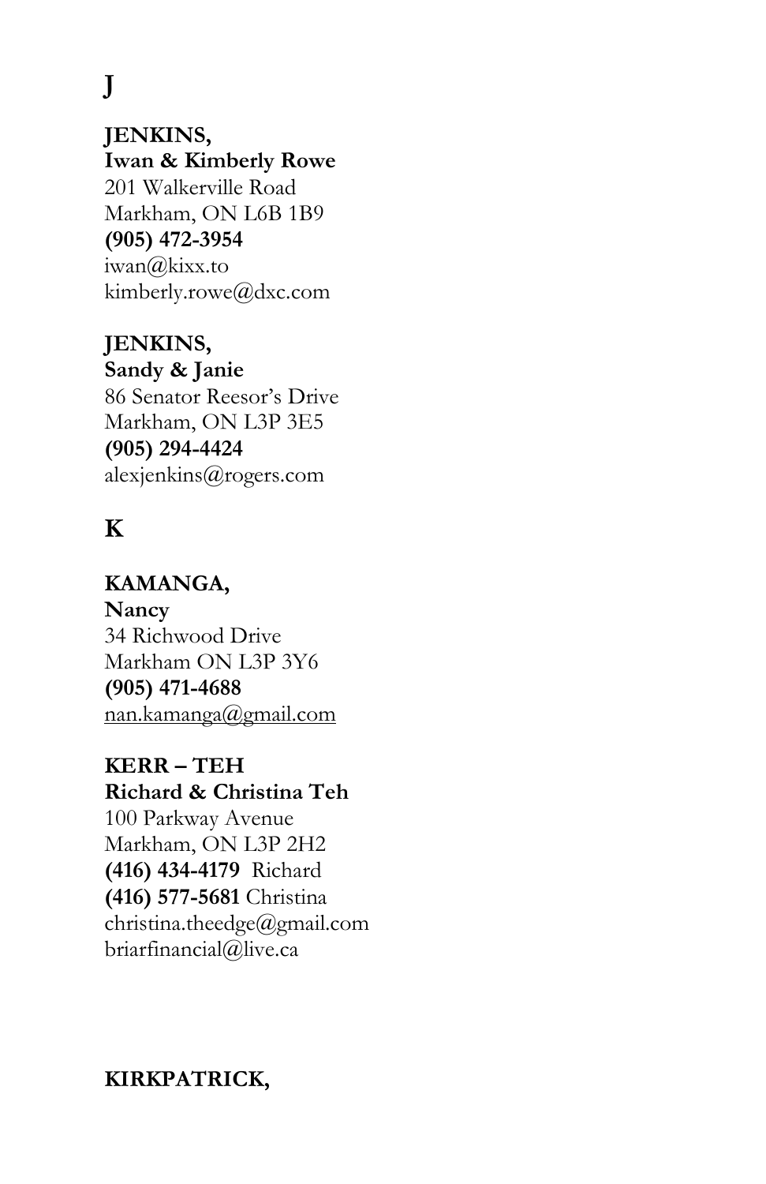# J

**JENKINS,**
**Iwan & Kimberly Rowe**
201 Walkerville Road
Markham, ON L6B 1B9
**(905) 472-3954**
iwan@kixx.to
kimberly.rowe@dxc.com

**JENKINS,**
**Sandy & Janie**
86 Senator Reesor's Drive
Markham, ON L3P 3E5
**(905) 294-4424**
alexjenkins@rogers.com

# K

**KAMANGA,**
**Nancy**
34 Richwood Drive
Markham ON L3P 3Y6
**(905) 471-4688**
nan.kamanga@gmail.com

**KERR – TEH**
**Richard & Christina Teh**
100 Parkway Avenue
Markham, ON L3P 2H2
**(416) 434-4179** Richard
**(416) 577-5681** Christina
christina.theedge@gmail.com
briarfinancial@live.ca

**KIRKPATRICK,**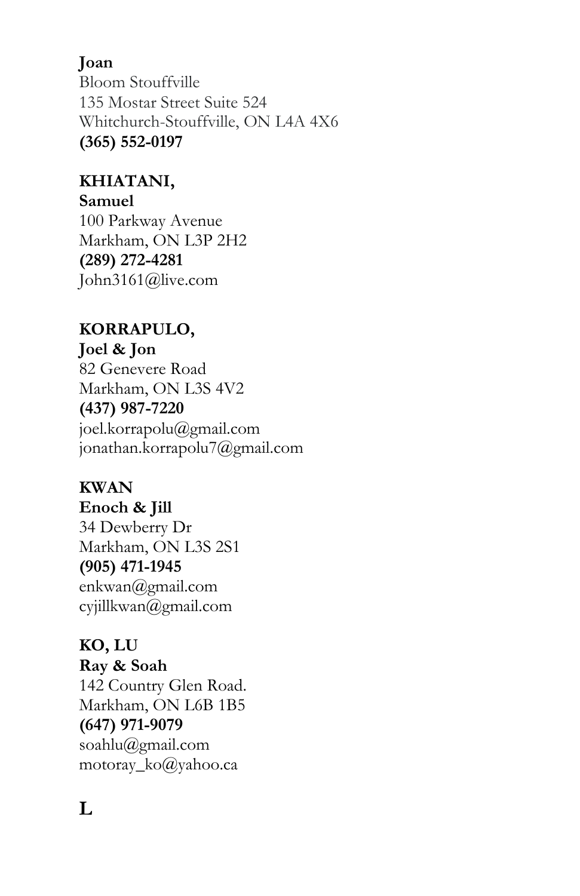**Joan**
Bloom Stouffville
135 Mostar Street Suite 524
Whitchurch-Stouffville, ON L4A 4X6
**(365) 552-0197**

**KHIATANI,**
**Samuel**
100 Parkway Avenue
Markham, ON L3P 2H2
**(289) 272-4281**
John3161@live.com

**KORRAPULO,**
**Joel & Jon**
82 Genevere Road
Markham, ON L3S 4V2
**(437) 987-7220**
joel.korrapolu@gmail.com
jonathan.korrapolu7@gmail.com

**KWAN**
**Enoch & Jill**
34 Dewberry Dr
Markham, ON L3S 2S1
**(905) 471-1945**
enkwan@gmail.com
cyjillkwan@gmail.com

**KO, LU**
**Ray & Soah**
142 Country Glen Road.
Markham, ON L6B 1B5
**(647) 971-9079**
soahlu@gmail.com
motoray_ko@yahoo.ca

# L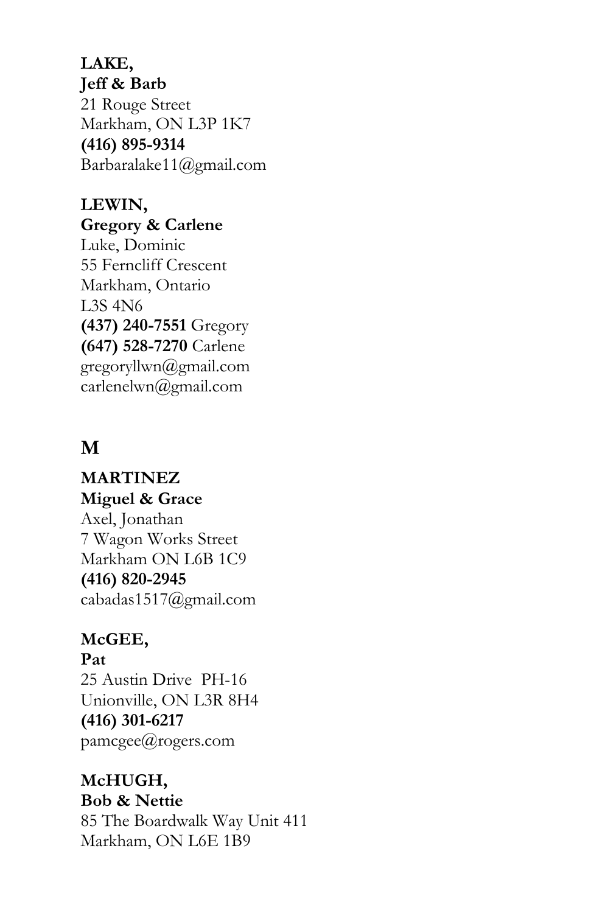**LAKE,**
**Jeff & Barb**
21 Rouge Street
Markham, ON L3P 1K7
**(416) 895-9314**
Barbaralake11@gmail.com

**LEWIN,**
**Gregory & Carlene**
Luke, Dominic
55 Ferncliff Crescent
Markham, Ontario
L3S 4N6
**(437) 240-7551** Gregory
**(647) 528-7270** Carlene
gregoryllwn@gmail.com
carlenelwn@gmail.com

## M

**MARTINEZ**
**Miguel & Grace**
Axel, Jonathan
7 Wagon Works Street
Markham ON L6B 1C9
**(416) 820-2945**
cabadas1517@gmail.com

**McGEE,**
**Pat**
25 Austin Drive PH-16
Unionville, ON L3R 8H4
**(416) 301-6217**
pamcgee@rogers.com

**McHUGH,**
**Bob & Nettie**
85 The Boardwalk Way Unit 411
Markham, ON L6E 1B9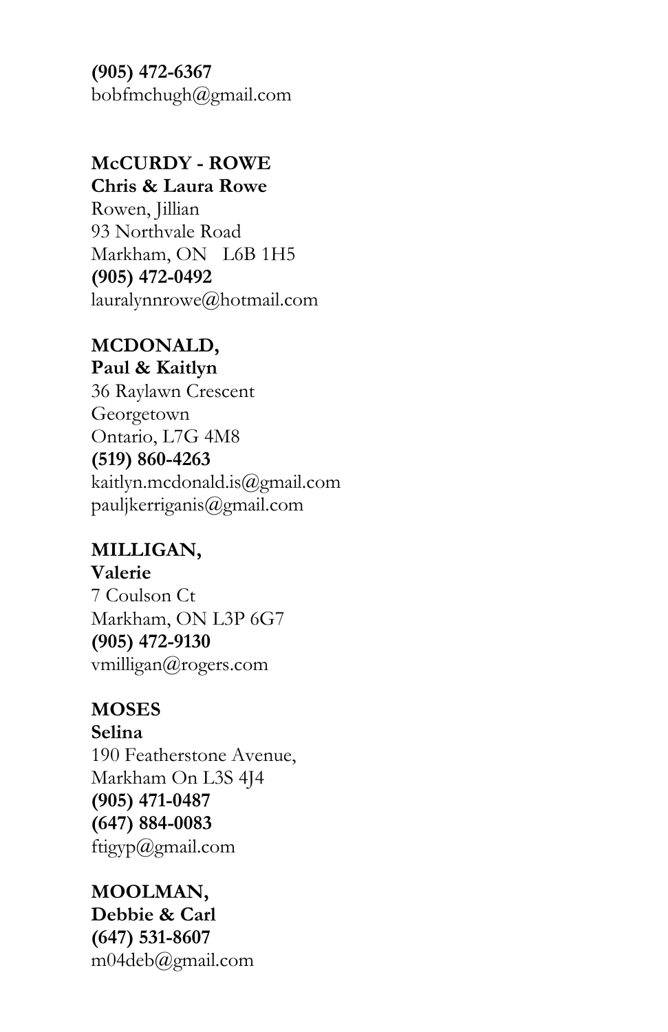**(905) 472-6367**
bobfmchugh@gmail.com

**McCURDY - ROWE**
**Chris & Laura Rowe**
Rowen, Jillian
93 Northvale Road
Markham, ON   L6B 1H5
**(905) 472-0492**
lauralynnrowe@hotmail.com

**MCDONALD,**
**Paul & Kaitlyn**
36 Raylawn Crescent
Georgetown
Ontario, L7G 4M8
**(519) 860-4263**
kaitlyn.mcdonald.is@gmail.com
pauljkerriganis@gmail.com

**MILLIGAN,**
**Valerie**
7 Coulson Ct
Markham, ON L3P 6G7
**(905) 472-9130**
vmilligan@rogers.com

**MOSES**
**Selina**
190 Featherstone Avenue,
Markham On L3S 4J4
**(905) 471-0487**
**(647) 884-0083**
ftigyp@gmail.com

**MOOLMAN,**
**Debbie & Carl**
**(647) 531-8607**
m04deb@gmail.com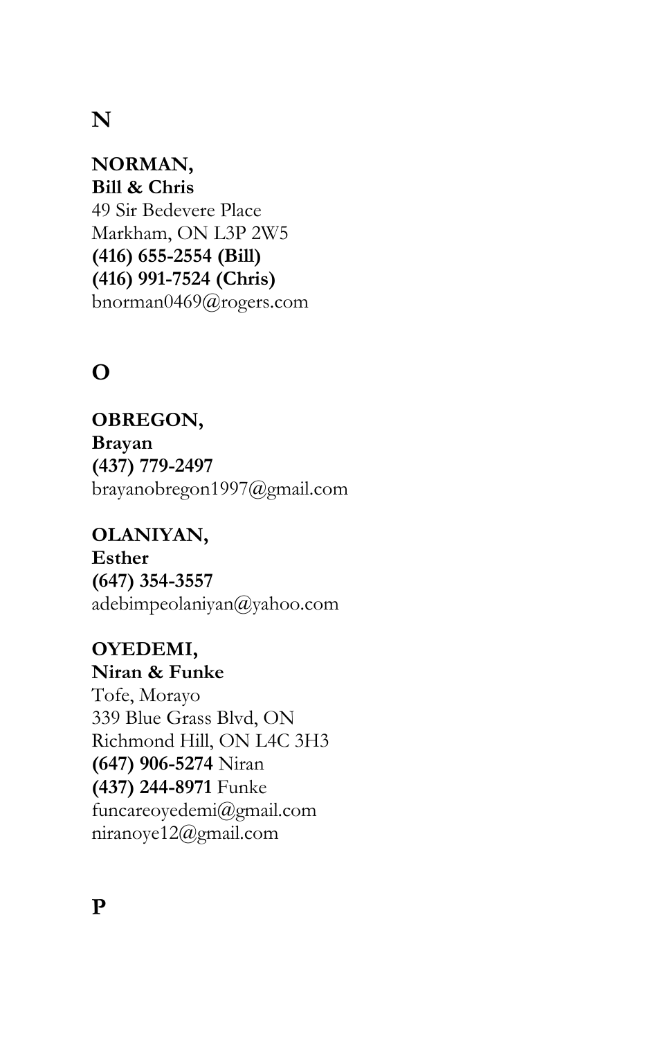# N

**NORMAN,**
**Bill & Chris**
49 Sir Bedevere Place
Markham, ON L3P 2W5
**(416) 655-2554 (Bill)**
**(416) 991-7524 (Chris)**
bnorman0469@rogers.com

# O

**OBREGON,**
**Brayan**
**(437) 779-2497**
brayanobregon1997@gmail.com

**OLANIYAN,**
**Esther**
**(647) 354-3557**
adebimpeolaniyan@yahoo.com

**OYEDEMI,**
**Niran & Funke**
Tofe, Morayo
339 Blue Grass Blvd, ON
Richmond Hill, ON L4C 3H3
**(647) 906-5274** Niran
**(437) 244-8971** Funke
funcareoyedemi@gmail.com
niranoye12@gmail.com

# P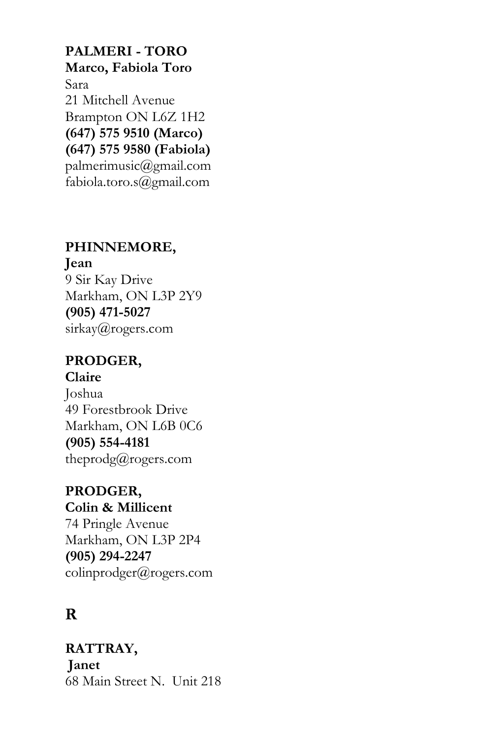**PALMERI - TORO**
**Marco, Fabiola Toro**
Sara
21 Mitchell Avenue
Brampton ON L6Z 1H2
**(647) 575 9510 (Marco)**
**(647) 575 9580 (Fabiola)**
palmerimusic@gmail.com
fabiola.toro.s@gmail.com

**PHINNEMORE,**
**Jean**
9 Sir Kay Drive
Markham, ON L3P 2Y9
**(905) 471-5027**
sirkay@rogers.com

**PRODGER,**
**Claire**
Joshua
49 Forestbrook Drive
Markham, ON L6B 0C6
**(905) 554-4181**
theprodg@rogers.com

**PRODGER,**
**Colin & Millicent**
74 Pringle Avenue
Markham, ON L3P 2P4
**(905) 294-2247**
colinprodger@rogers.com

## R

**RATTRAY,**
**Janet**
68 Main Street N. Unit 218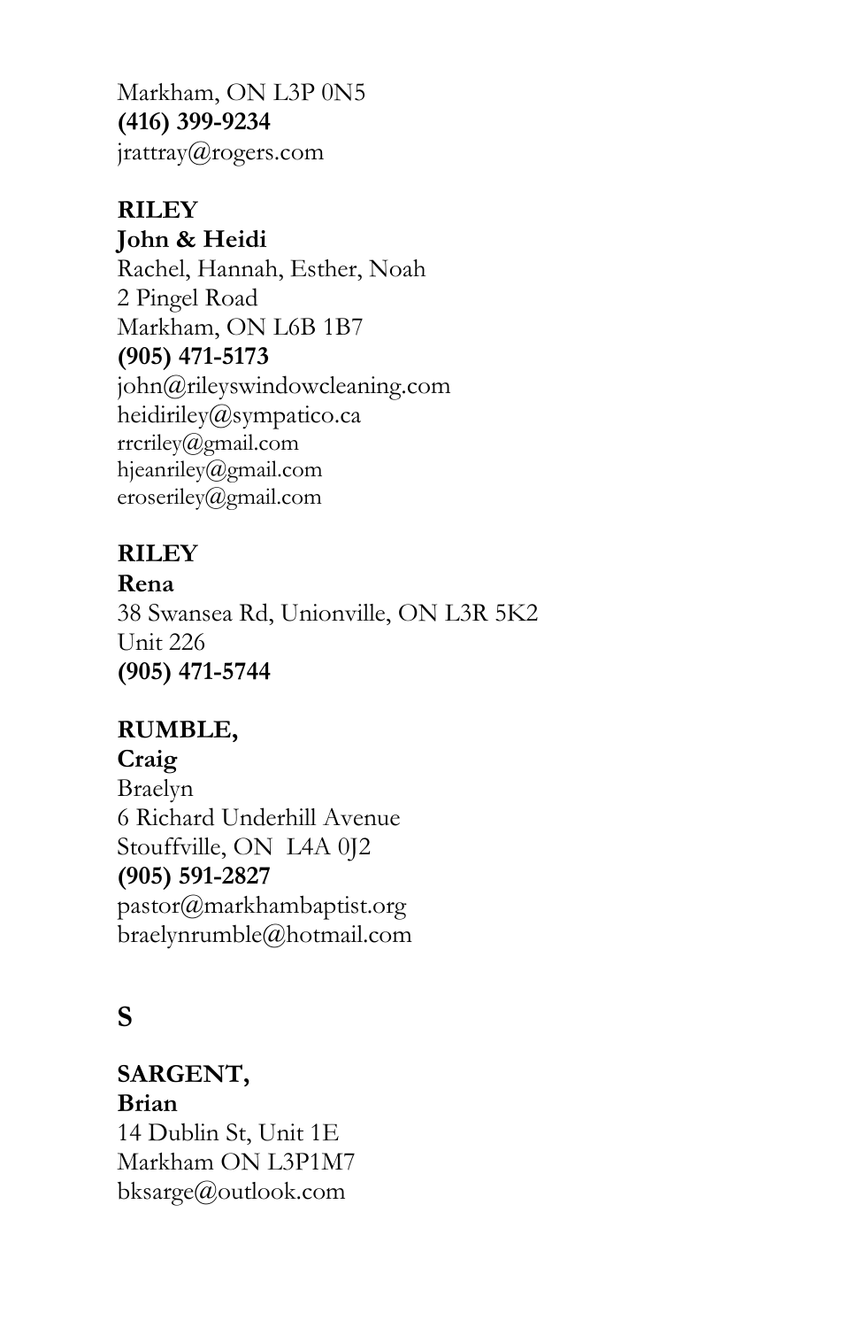Markham, ON L3P 0N5
**(416) 399-9234**
jrattray@rogers.com

**RILEY**
**John & Heidi**
Rachel, Hannah, Esther, Noah
2 Pingel Road
Markham, ON L6B 1B7
**(905) 471-5173**
john@rileyswindowcleaning.com
heidiriley@sympatico.ca
rrcriley@gmail.com
hjeanriley@gmail.com
eroseriley@gmail.com

**RILEY**
**Rena**
38 Swansea Rd, Unionville, ON L3R 5K2
Unit 226
**(905) 471-5744**

**RUMBLE,**
**Craig**
Braelyn
6 Richard Underhill Avenue
Stouffville, ON L4A 0J2
**(905) 591-2827**
pastor@markhambaptist.org
braelynrumble@hotmail.com

## S

**SARGENT,**
**Brian**
14 Dublin St, Unit 1E
Markham ON L3P1M7
bksarge@outlook.com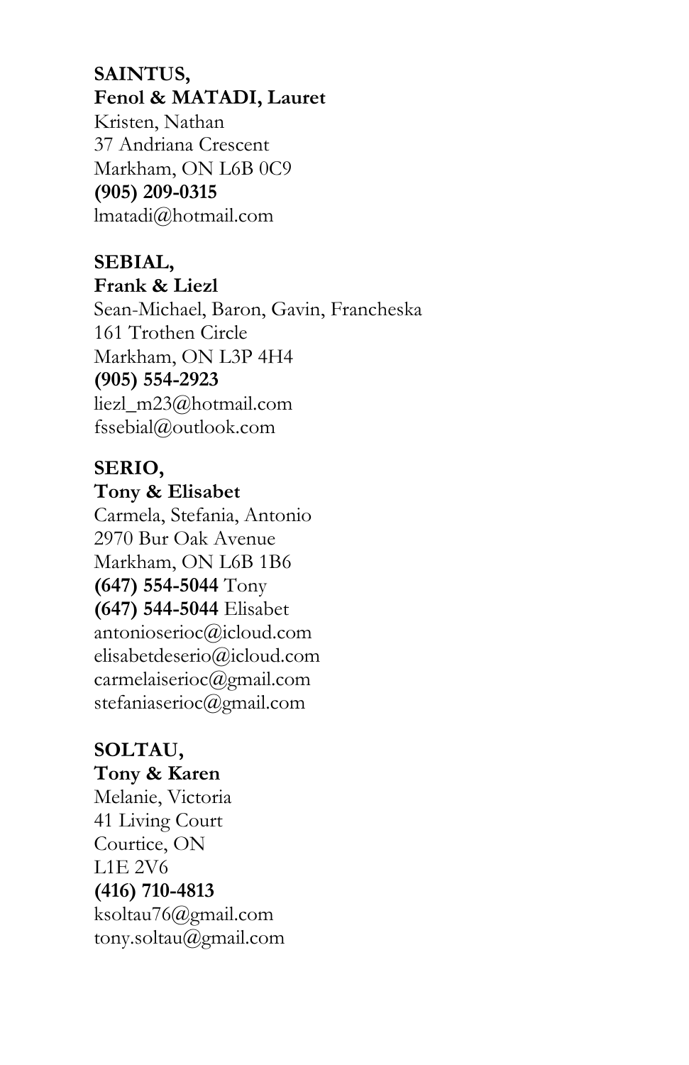**SAINTUS,**
**Fenol & MATADI, Lauret**
Kristen, Nathan
37 Andriana Crescent
Markham, ON L6B 0C9
**(905) 209-0315**
lmatadi@hotmail.com

**SEBIAL,**
**Frank & Liezl**
Sean-Michael, Baron, Gavin, Francheska
161 Trothen Circle
Markham, ON L3P 4H4
**(905) 554-2923**
liezl_m23@hotmail.com
fssebial@outlook.com

**SERIO,**
**Tony & Elisabet**
Carmela, Stefania, Antonio
2970 Bur Oak Avenue
Markham, ON L6B 1B6
**(647) 554-5044** Tony
**(647) 544-5044** Elisabet
antonioserioc@icloud.com
elisabetdeserio@icloud.com
carmelaiserioc@gmail.com
stefaniaserioc@gmail.com

**SOLTAU,**
**Tony & Karen**
Melanie, Victoria
41 Living Court
Courtice, ON
L1E 2V6
**(416) 710-4813**
ksoltau76@gmail.com
tony.soltau@gmail.com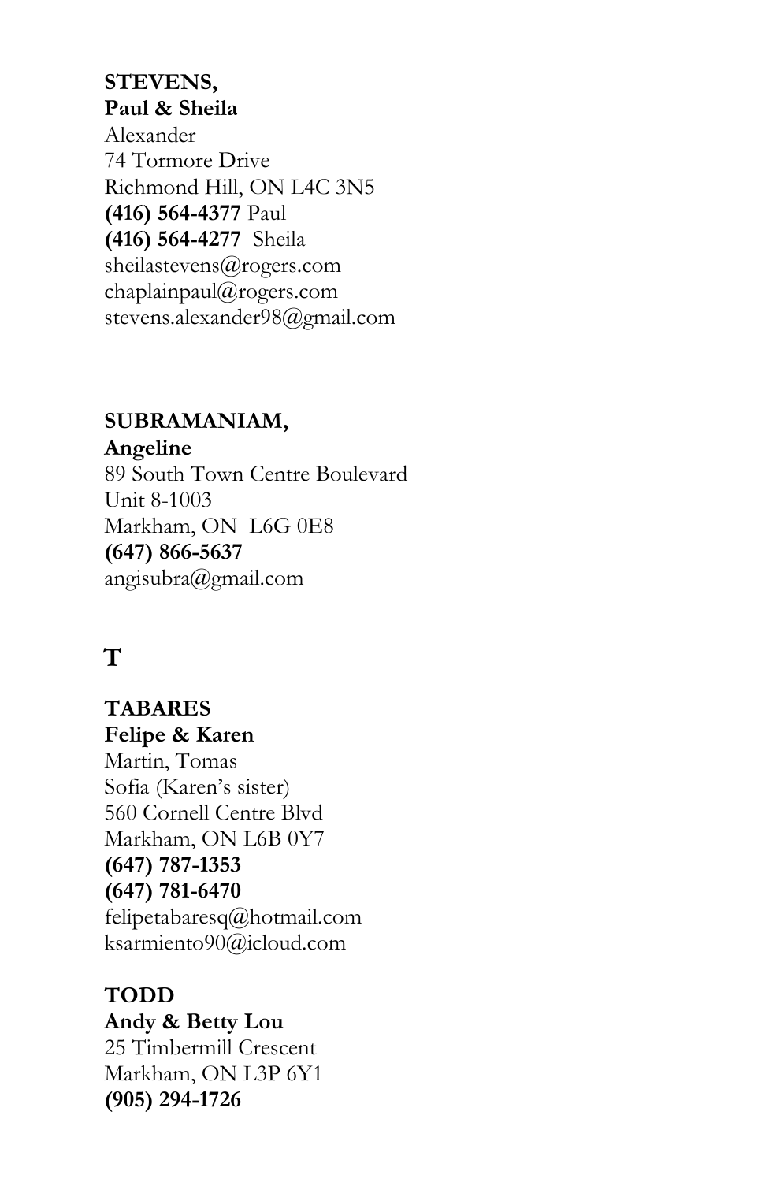**STEVENS,**
**Paul & Sheila**
Alexander
74 Tormore Drive
Richmond Hill, ON L4C 3N5
**(416) 564-4377** Paul
**(416) 564-4277** Sheila
sheilastevens@rogers.com
chaplainpaul@rogers.com
stevens.alexander98@gmail.com

**SUBRAMANIAM,**
**Angeline**
89 South Town Centre Boulevard
Unit 8-1003
Markham, ON L6G 0E8
**(647) 866-5637**
angisubra@gmail.com

## T

**TABARES**
**Felipe & Karen**
Martin, Tomas
Sofia (Karen's sister)
560 Cornell Centre Blvd
Markham, ON L6B 0Y7
**(647) 787-1353**
**(647) 781-6470**
felipetabaresq@hotmail.com
ksarmiento90@icloud.com

**TODD**
**Andy & Betty Lou**
25 Timbermill Crescent
Markham, ON L3P 6Y1
**(905) 294-1726**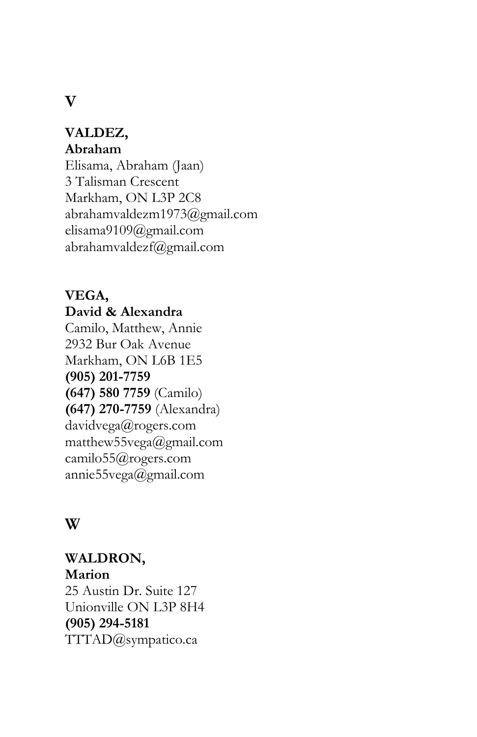# V

**VALDEZ,**
**Abraham**
Elisama, Abraham (Jaan)
3 Talisman Crescent
Markham, ON L3P 2C8
abrahamvaldezm1973@gmail.com
elisama9109@gmail.com
abrahamvaldezf@gmail.com

**VEGA,**
**David & Alexandra**
Camilo, Matthew, Annie
2932 Bur Oak Avenue
Markham, ON L6B 1E5
**(905) 201-7759**
**(647) 580 7759** (Camilo)
**(647) 270-7759** (Alexandra)
davidvega@rogers.com
matthew55vega@gmail.com
camilo55@rogers.com
annie55vega@gmail.com

# W

**WALDRON,**
**Marion**
25 Austin Dr. Suite 127
Unionville ON L3P 8H4
**(905) 294-5181**
TTTAD@sympatico.ca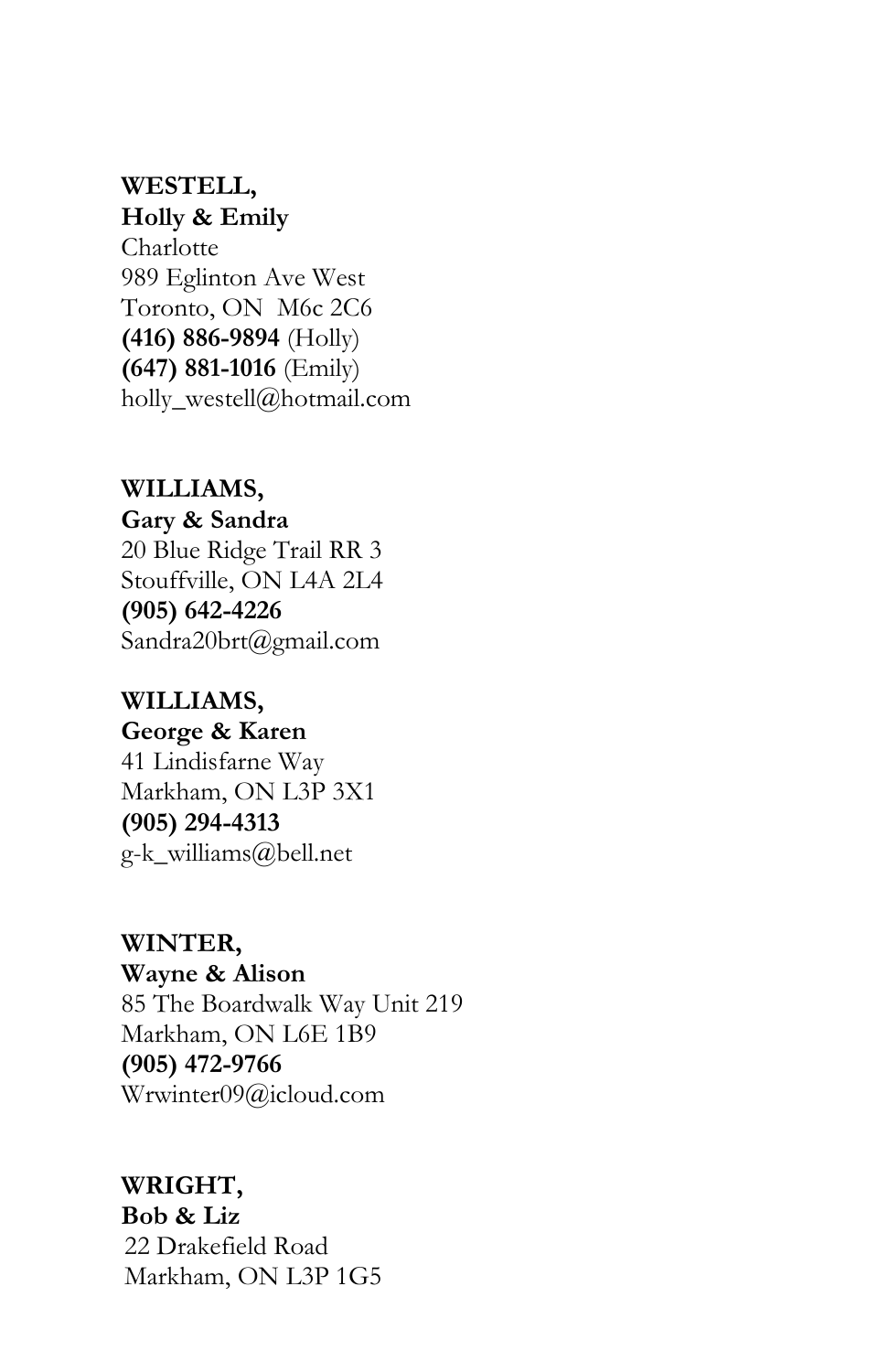**WESTELL,**
**Holly & Emily**
Charlotte
989 Eglinton Ave West
Toronto, ON  M6c 2C6
**(416) 886-9894** (Holly)
**(647) 881-1016** (Emily)
holly_westell@hotmail.com

**WILLIAMS,**
**Gary & Sandra**
20 Blue Ridge Trail RR 3
Stouffville, ON L4A 2L4
**(905) 642-4226**
Sandra20brt@gmail.com

**WILLIAMS,**
**George & Karen**
41 Lindisfarne Way
Markham, ON L3P 3X1
**(905) 294-4313**
g-k_williams@bell.net

**WINTER,**
**Wayne & Alison**
85 The Boardwalk Way Unit 219
Markham, ON L6E 1B9
**(905) 472-9766**
Wrwinter09@icloud.com

**WRIGHT,**
**Bob & Liz**
22 Drakefield Road
Markham, ON L3P 1G5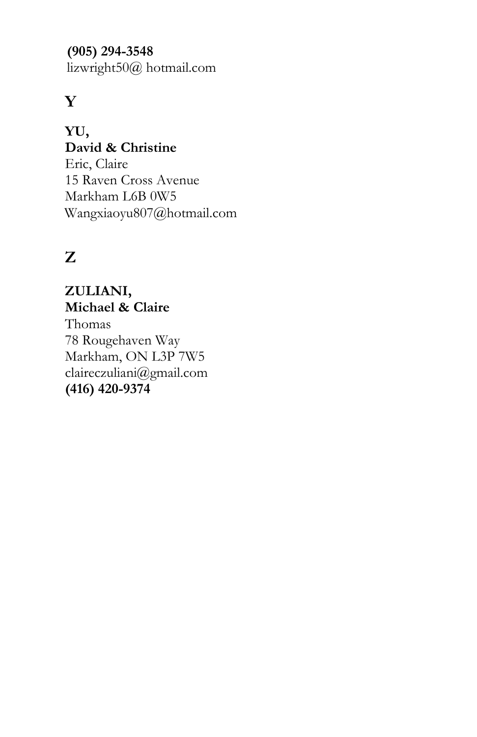**(905) 294-3548**
lizwright50@ hotmail.com

## Y

**YU,**
**David & Christine**
Eric, Claire
15 Raven Cross Avenue
Markham L6B 0W5
Wangxiaoyu807@hotmail.com

## Z

**ZULIANI,**
**Michael & Claire**
Thomas
78 Rougehaven Way
Markham, ON L3P 7W5
claireczuliani@gmail.com
**(416) 420-9374**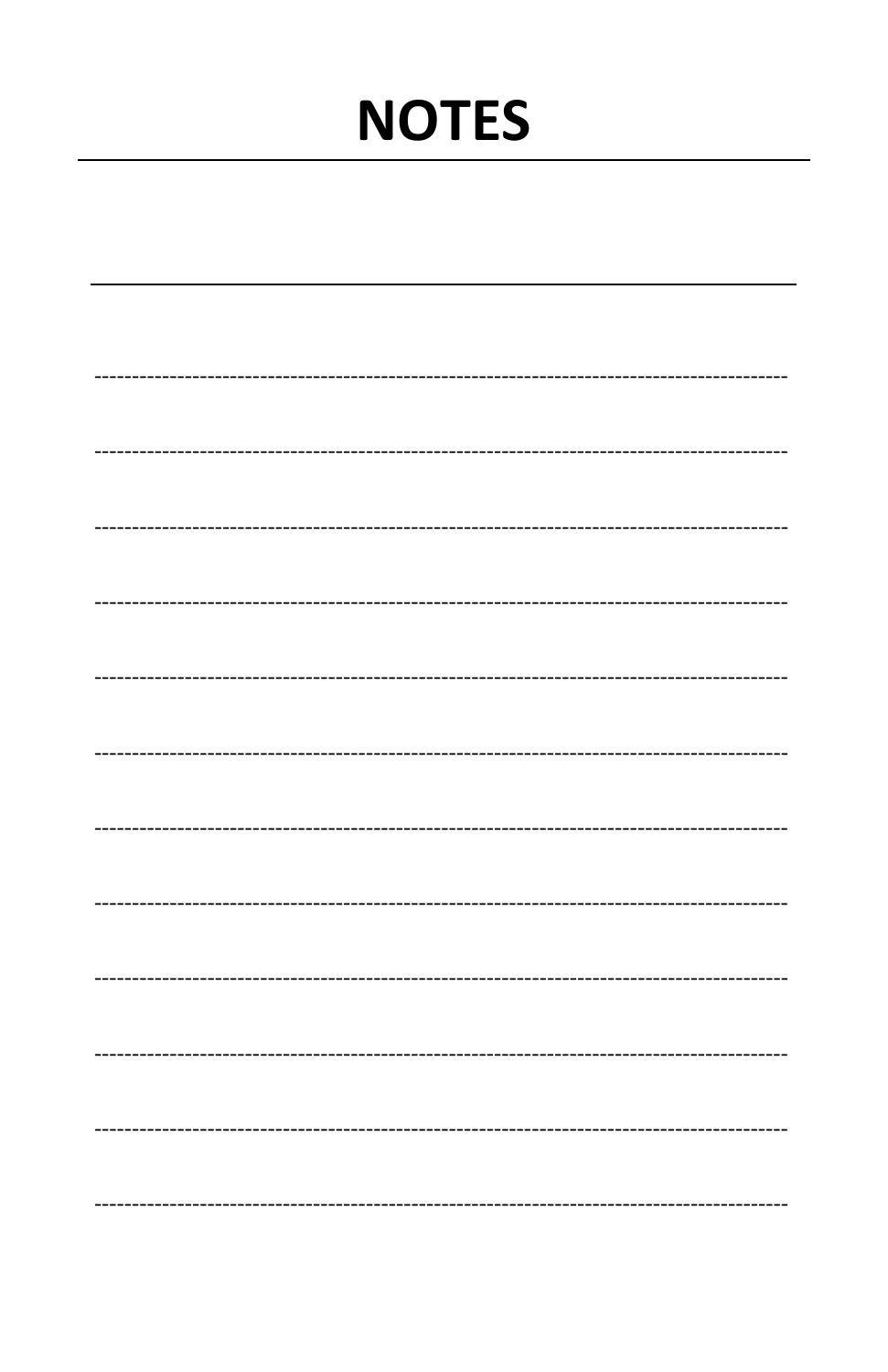# NOTES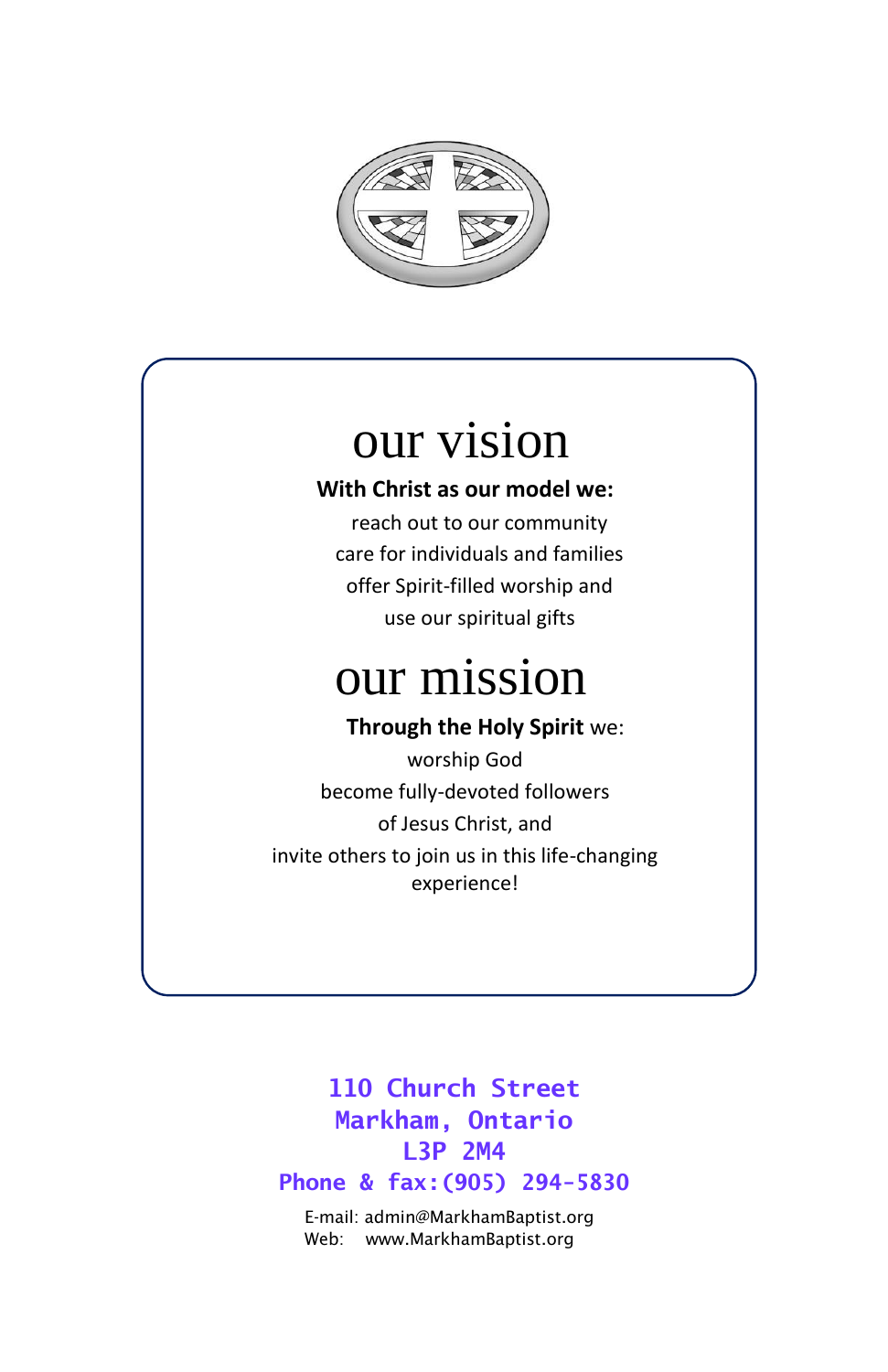# our vision

**With Christ as our model we:**

reach out to our community
care for individuals and families
offer Spirit-filled worship and
use our spiritual gifts

# our mission

**Through the Holy Spirit** we:

worship God
become fully-devoted followers
of Jesus Christ, and
invite others to join us in this life-changing experience!

**110 Church Street**
**Markham, Ontario**
**L3P 2M4**
**Phone & fax:(905) 294-5830**

E-mail: admin@MarkhamBaptist.org
Web: www.MarkhamBaptist.org